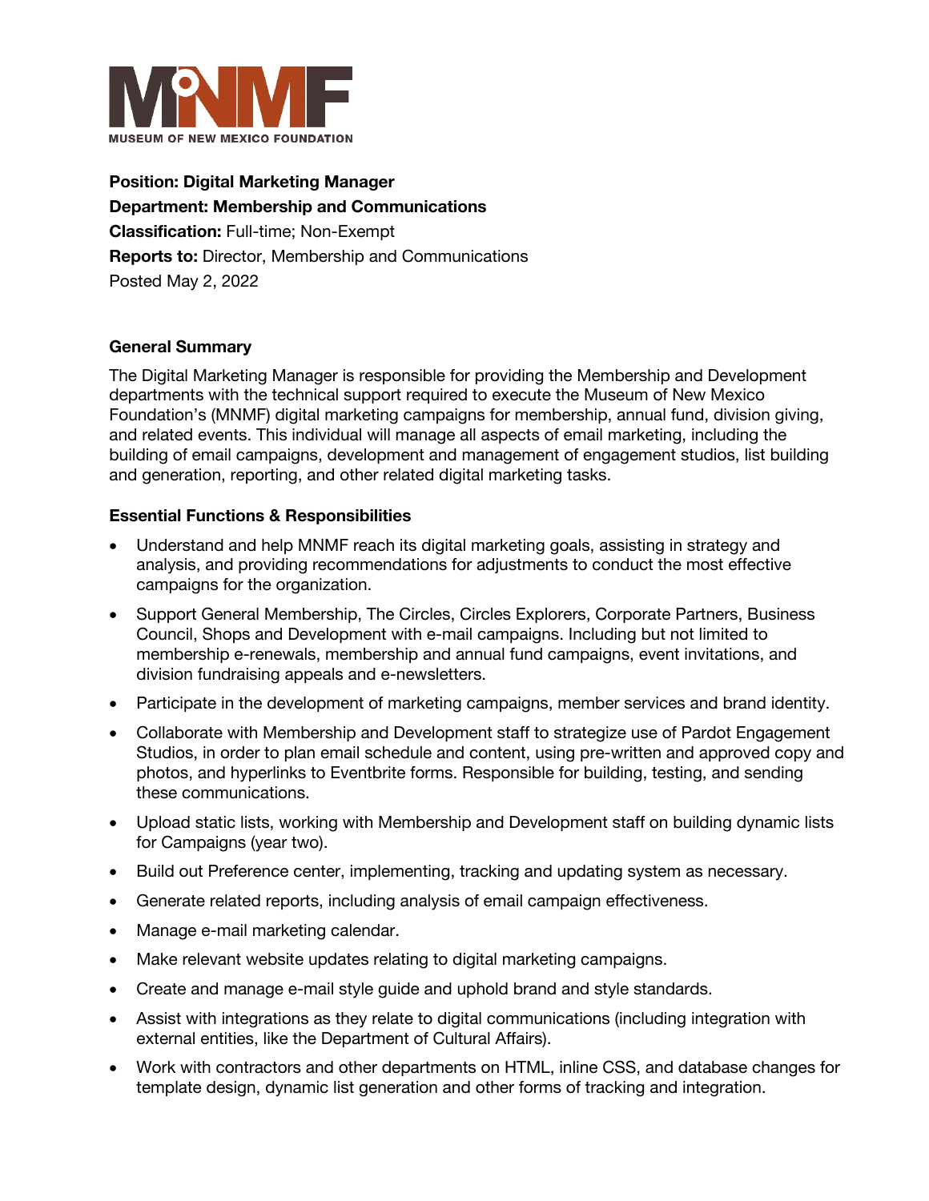**MNMF**

**MUSEUM OF NEW MEXICO FOUNDATION**

**Position: Digital Marketing Manager**
**Department: Membership and Communications**
**Classification:** Full-time; Non-Exempt
**Reports to:** Director, Membership and Communications
Posted May 2, 2022

### General Summary

The Digital Marketing Manager is responsible for providing the Membership and Development departments with the technical support required to execute the Museum of New Mexico Foundation's (MNMF) digital marketing campaigns for membership, annual fund, division giving, and related events. This individual will manage all aspects of email marketing, including the building of email campaigns, development and management of engagement studios, list building and generation, reporting, and other related digital marketing tasks.

### Essential Functions & Responsibilities

- Understand and help MNMF reach its digital marketing goals, assisting in strategy and analysis, and providing recommendations for adjustments to conduct the most effective campaigns for the organization.
- Support General Membership, The Circles, Circles Explorers, Corporate Partners, Business Council, Shops and Development with e-mail campaigns. Including but not limited to membership e-renewals, membership and annual fund campaigns, event invitations, and division fundraising appeals and e-newsletters.
- Participate in the development of marketing campaigns, member services and brand identity.
- Collaborate with Membership and Development staff to strategize use of Pardot Engagement Studios, in order to plan email schedule and content, using pre-written and approved copy and photos, and hyperlinks to Eventbrite forms. Responsible for building, testing, and sending these communications.
- Upload static lists, working with Membership and Development staff on building dynamic lists for Campaigns (year two).
- Build out Preference center, implementing, tracking and updating system as necessary.
- Generate related reports, including analysis of email campaign effectiveness.
- Manage e-mail marketing calendar.
- Make relevant website updates relating to digital marketing campaigns.
- Create and manage e-mail style guide and uphold brand and style standards.
- Assist with integrations as they relate to digital communications (including integration with external entities, like the Department of Cultural Affairs).
- Work with contractors and other departments on HTML, inline CSS, and database changes for template design, dynamic list generation and other forms of tracking and integration.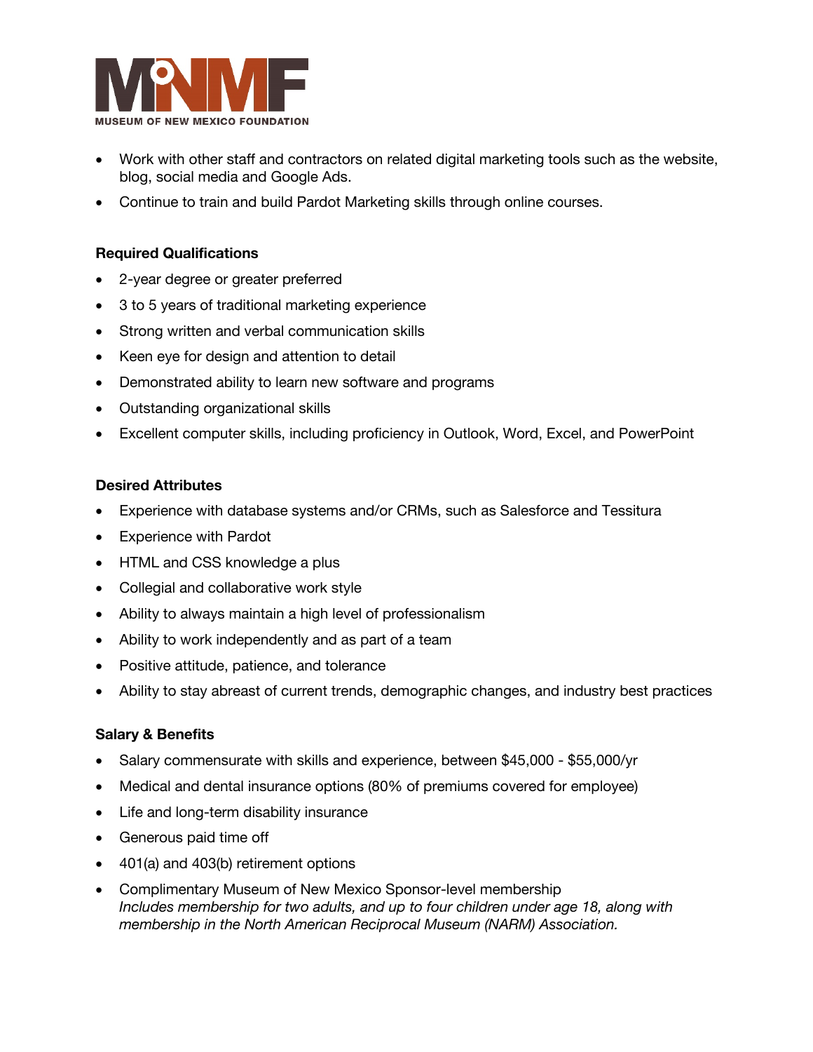- Work with other staff and contractors on related digital marketing tools such as the website, blog, social media and Google Ads.
- Continue to train and build Pardot Marketing skills through online courses.

**Required Qualifications**

- 2-year degree or greater preferred
- 3 to 5 years of traditional marketing experience
- Strong written and verbal communication skills
- Keen eye for design and attention to detail
- Demonstrated ability to learn new software and programs
- Outstanding organizational skills
- Excellent computer skills, including proficiency in Outlook, Word, Excel, and PowerPoint

**Desired Attributes**

- Experience with database systems and/or CRMs, such as Salesforce and Tessitura
- Experience with Pardot
- HTML and CSS knowledge a plus
- Collegial and collaborative work style
- Ability to always maintain a high level of professionalism
- Ability to work independently and as part of a team
- Positive attitude, patience, and tolerance
- Ability to stay abreast of current trends, demographic changes, and industry best practices

**Salary & Benefits**

- Salary commensurate with skills and experience, between $45,000 - $55,000/yr
- Medical and dental insurance options (80% of premiums covered for employee)
- Life and long-term disability insurance
- Generous paid time off
- 401(a) and 403(b) retirement options
- Complimentary Museum of New Mexico Sponsor-level membership
  *Includes membership for two adults, and up to four children under age 18, along with membership in the North American Reciprocal Museum (NARM) Association.*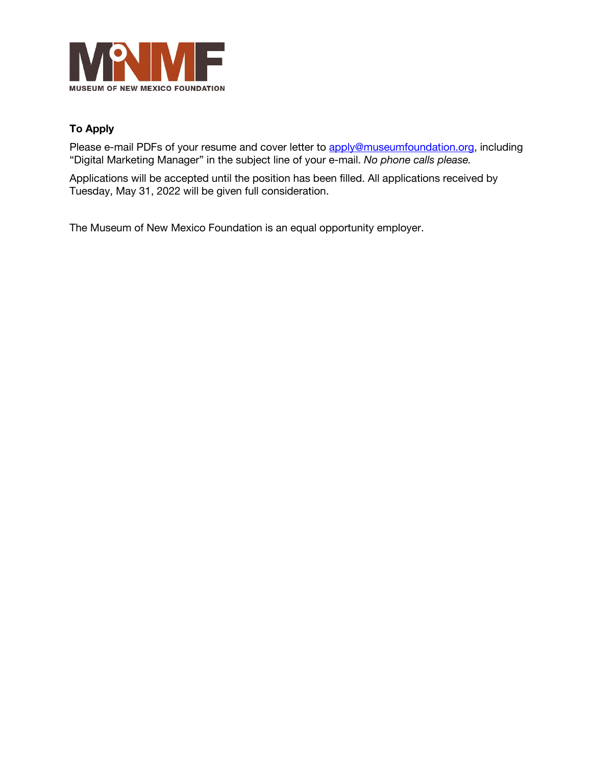MUSEUM OF NEW MEXICO FOUNDATION

## To Apply

Please e-mail PDFs of your resume and cover letter to apply@museumfoundation.org, including "Digital Marketing Manager" in the subject line of your e-mail. *No phone calls please.*

Applications will be accepted until the position has been filled. All applications received by Tuesday, May 31, 2022 will be given full consideration.

The Museum of New Mexico Foundation is an equal opportunity employer.